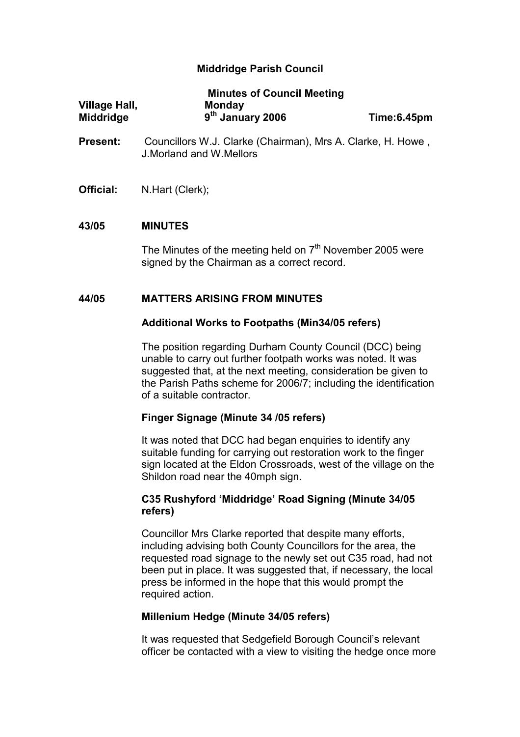# Middridge Parish Council

**Minutes of Council Meeting**

**Village Hall, Middridge** | **Monday 9th January 2006** | **Time:6.45pm**

**Present:** Councillors W.J. Clarke (Chairman), Mrs A. Clarke, H. Howe , J.Morland and W.Mellors

**Official:** N.Hart (Clerk);

## 43/05 MINUTES

The Minutes of the meeting held on 7th November 2005 were signed by the Chairman as a correct record.

## 44/05 MATTERS ARISING FROM MINUTES

### Additional Works to Footpaths (Min34/05 refers)

The position regarding Durham County Council (DCC) being unable to carry out further footpath works was noted. It was suggested that, at the next meeting, consideration be given to the Parish Paths scheme for 2006/7; including the identification of a suitable contractor.

### Finger Signage (Minute 34 /05 refers)

It was noted that DCC had began enquiries to identify any suitable funding for carrying out restoration work to the finger sign located at the Eldon Crossroads, west of the village on the Shildon road near the 40mph sign.

### C35 Rushyford 'Middridge' Road Signing (Minute 34/05 refers)

Councillor Mrs Clarke reported that despite many efforts, including advising both County Councillors for the area, the requested road signage to the newly set out C35 road, had not been put in place. It was suggested that, if necessary, the local press be informed in the hope that this would prompt the required action.

### Millenium Hedge (Minute 34/05 refers)

It was requested that Sedgefield Borough Council's relevant officer be contacted with a view to visiting the hedge once more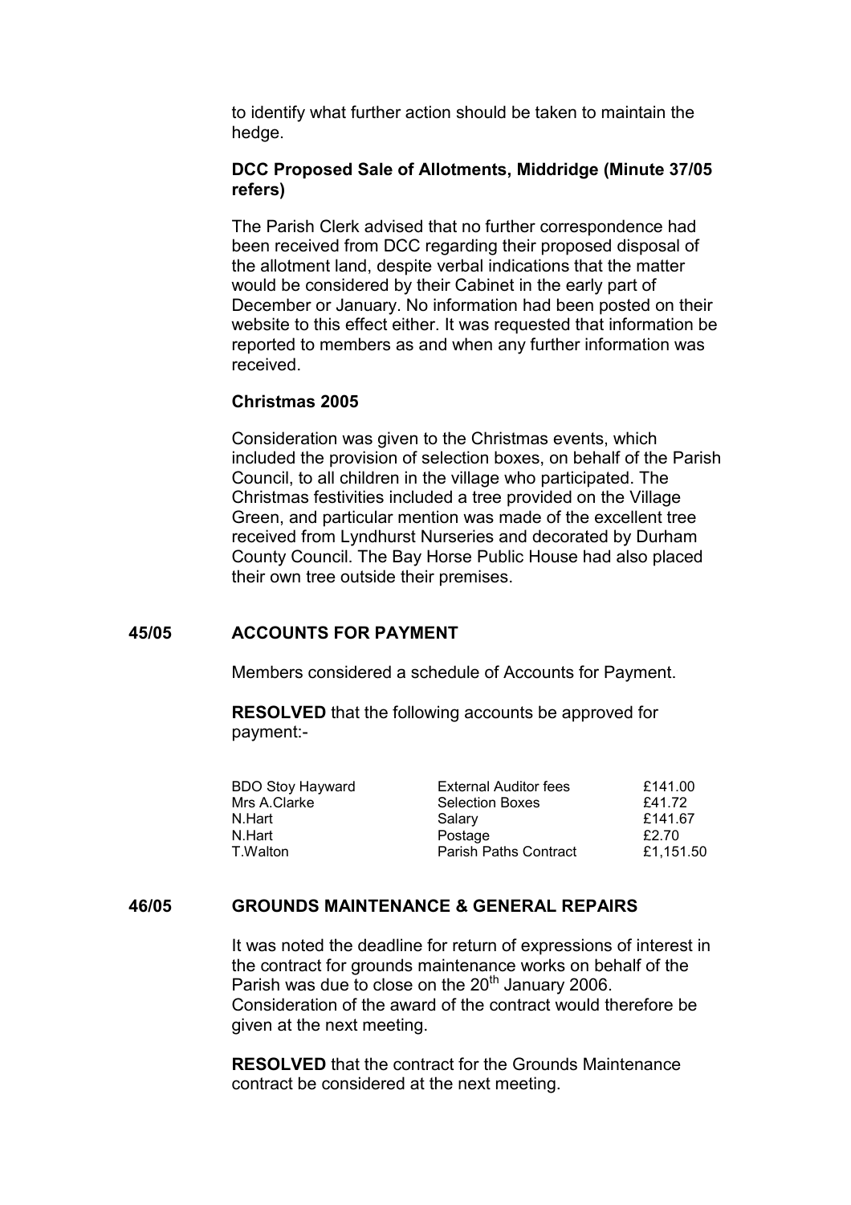to identify what further action should be taken to maintain the hedge.

**DCC Proposed Sale of Allotments, Middridge (Minute 37/05 refers)**

The Parish Clerk advised that no further correspondence had been received from DCC regarding their proposed disposal of the allotment land, despite verbal indications that the matter would be considered by their Cabinet in the early part of December or January. No information had been posted on their website to this effect either. It was requested that information be reported to members as and when any further information was received.

**Christmas 2005**

Consideration was given to the Christmas events, which included the provision of selection boxes, on behalf of the Parish Council, to all children in the village who participated. The Christmas festivities included a tree provided on the Village Green, and particular mention was made of the excellent tree received from Lyndhurst Nurseries and decorated by Durham County Council. The Bay Horse Public House had also placed their own tree outside their premises.

## 45/05 ACCOUNTS FOR PAYMENT

Members considered a schedule of Accounts for Payment.

**RESOLVED** that the following accounts be approved for payment:-

| | | |
|---|---|---|
| BDO Stoy Hayward | External Auditor fees | £141.00 |
| Mrs A.Clarke | Selection Boxes | £41.72 |
| N.Hart | Salary | £141.67 |
| N.Hart | Postage | £2.70 |
| T.Walton | Parish Paths Contract | £1,151.50 |

## 46/05 GROUNDS MAINTENANCE & GENERAL REPAIRS

It was noted the deadline for return of expressions of interest in the contract for grounds maintenance works on behalf of the Parish was due to close on the 20th January 2006. Consideration of the award of the contract would therefore be given at the next meeting.

**RESOLVED** that the contract for the Grounds Maintenance contract be considered at the next meeting.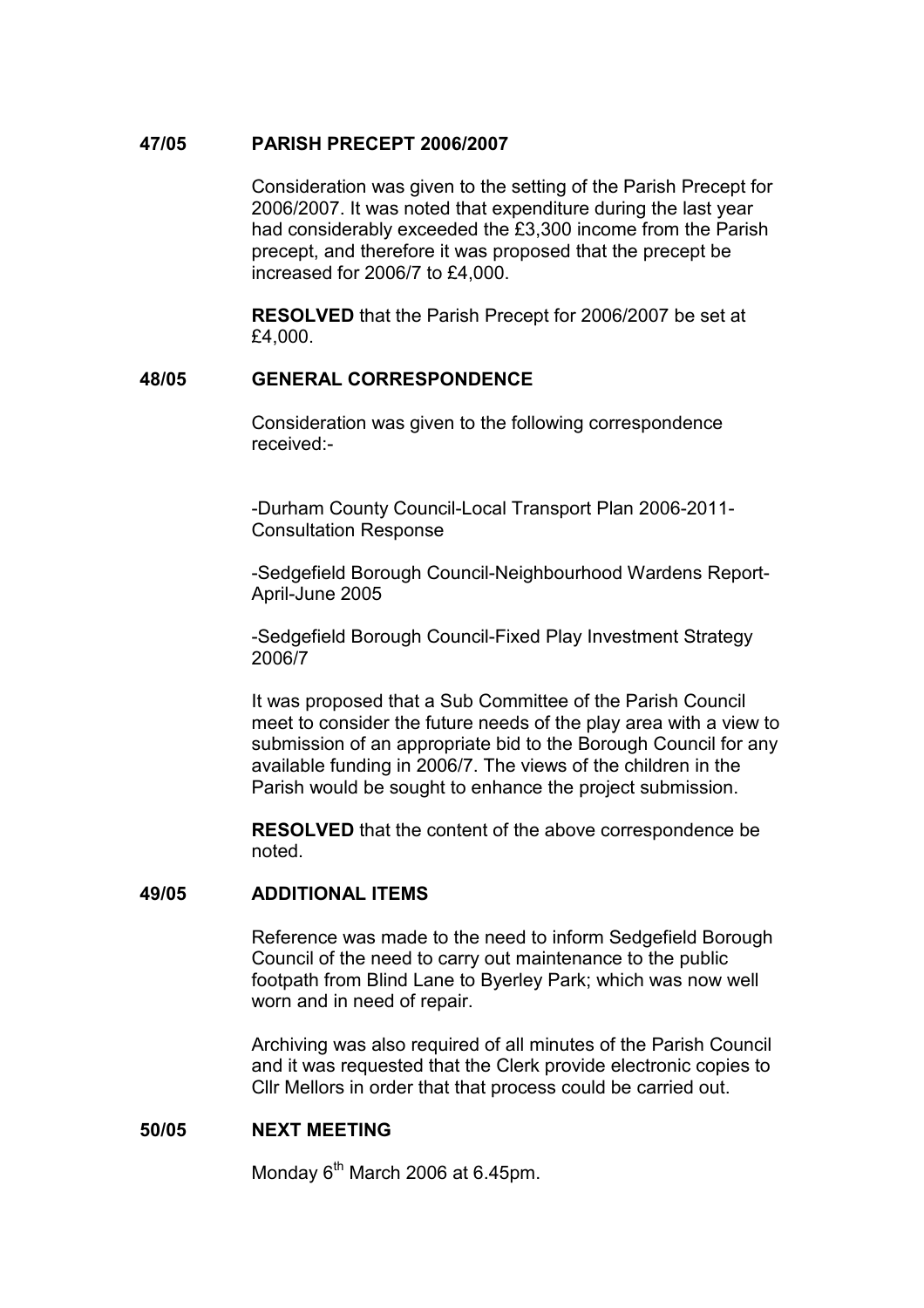## 47/05 PARISH PRECEPT 2006/2007

Consideration was given to the setting of the Parish Precept for 2006/2007. It was noted that expenditure during the last year had considerably exceeded the £3,300 income from the Parish precept, and therefore it was proposed that the precept be increased for 2006/7 to £4,000.

**RESOLVED** that the Parish Precept for 2006/2007 be set at £4,000.

## 48/05 GENERAL CORRESPONDENCE

Consideration was given to the following correspondence received:-

-Durham County Council-Local Transport Plan 2006-2011-Consultation Response

-Sedgefield Borough Council-Neighbourhood Wardens Report-April-June 2005

-Sedgefield Borough Council-Fixed Play Investment Strategy 2006/7

It was proposed that a Sub Committee of the Parish Council meet to consider the future needs of the play area with a view to submission of an appropriate bid to the Borough Council for any available funding in 2006/7. The views of the children in the Parish would be sought to enhance the project submission.

**RESOLVED** that the content of the above correspondence be noted.

## 49/05 ADDITIONAL ITEMS

Reference was made to the need to inform Sedgefield Borough Council of the need to carry out maintenance to the public footpath from Blind Lane to Byerley Park; which was now well worn and in need of repair.

Archiving was also required of all minutes of the Parish Council and it was requested that the Clerk provide electronic copies to Cllr Mellors in order that that process could be carried out.

## 50/05 NEXT MEETING

Monday 6th March 2006 at 6.45pm.